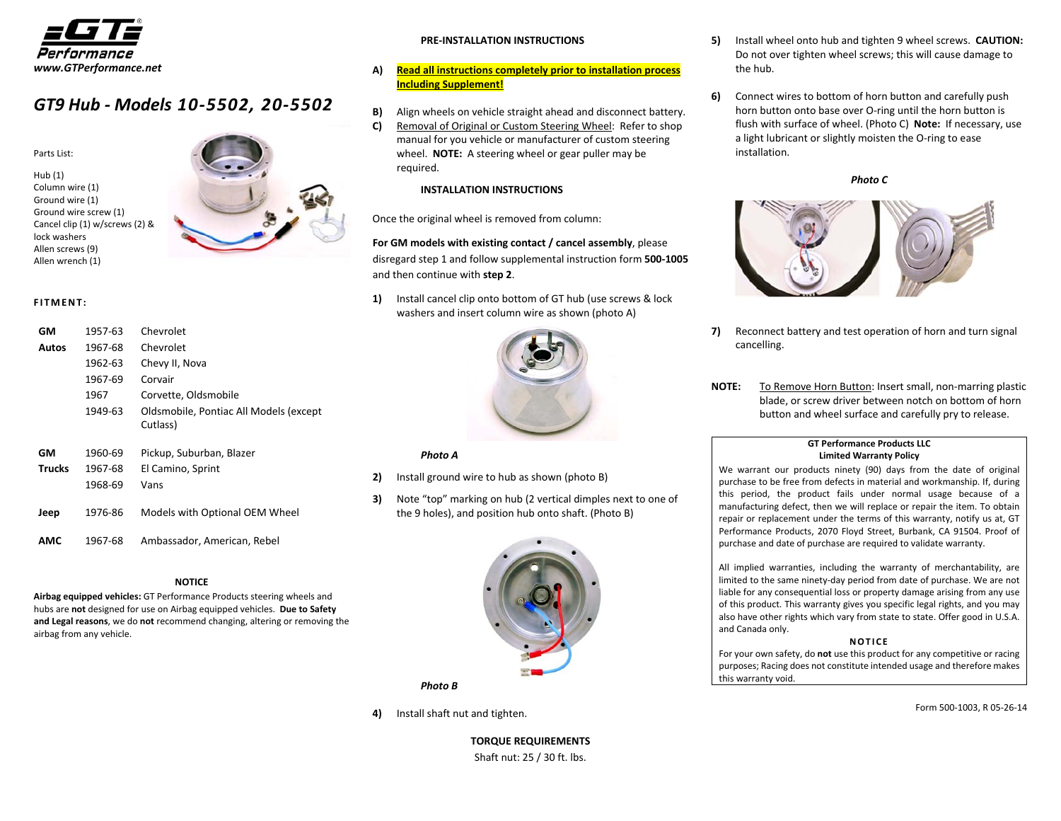**GT Performance**
***www.GTPerformance.net***

# *GT9 Hub - Models 10-5502, 20-5502*

Parts List:

Hub (1)
Column wire (1)
Ground wire (1)
Ground wire screw (1)
Cancel clip (1) w/screws (2) & lock washers
Allen screws (9)
Allen wrench (1)

**FITMENT:**

| | | |
|---|---|---|
| **GM Autos** | 1957-63 | Chevrolet |
| | 1967-68 | Chevrolet |
| | 1962-63 | Chevy II, Nova |
| | 1967-69 | Corvair |
| | 1967 | Corvette, Oldsmobile |
| | 1949-63 | Oldsmobile, Pontiac All Models (except Cutlass) |
| **GM Trucks** | 1960-69 | Pickup, Suburban, Blazer |
| | 1967-68 | El Camino, Sprint |
| | 1968-69 | Vans |
| **Jeep** | 1976-86 | Models with Optional OEM Wheel |
| **AMC** | 1967-68 | Ambassador, American, Rebel |

**NOTICE**

**Airbag equipped vehicles:** GT Performance Products steering wheels and hubs are **not** designed for use on Airbag equipped vehicles. **Due to Safety and Legal reasons**, we do **not** recommend changing, altering or removing the airbag from any vehicle.

**PRE-INSTALLATION INSTRUCTIONS**

**A)** **Read all instructions completely prior to installation process Including Supplement!**

**B)** Align wheels on vehicle straight ahead and disconnect battery.

**C)** Removal of Original or Custom Steering Wheel: Refer to shop manual for you vehicle or manufacturer of custom steering wheel. **NOTE:** A steering wheel or gear puller may be required.

**INSTALLATION INSTRUCTIONS**

Once the original wheel is removed from column:

**For GM models with existing contact / cancel assembly**, please disregard step 1 and follow supplemental instruction form **500-1005** and then continue with **step 2**.

**1)** Install cancel clip onto bottom of GT hub (use screws & lock washers and insert column wire as shown (photo A)

***Photo A***

**2)** Install ground wire to hub as shown (photo B)

**3)** Note "top" marking on hub (2 vertical dimples next to one of the 9 holes), and position hub onto shaft. (Photo B)

***Photo B***

**4)** Install shaft nut and tighten.

**TORQUE REQUIREMENTS**
Shaft nut: 25 / 30 ft. lbs.

**5)** Install wheel onto hub and tighten 9 wheel screws. **CAUTION:** Do not over tighten wheel screws; this will cause damage to the hub.

**6)** Connect wires to bottom of horn button and carefully push horn button onto base over O-ring until the horn button is flush with surface of wheel. (Photo C) **Note:** If necessary, use a light lubricant or slightly moisten the O-ring to ease installation.

***Photo C***

**7)** Reconnect battery and test operation of horn and turn signal cancelling.

**NOTE:** To Remove Horn Button: Insert small, non-marring plastic blade, or screw driver between notch on bottom of horn button and wheel surface and carefully pry to release.

**GT Performance Products LLC**
**Limited Warranty Policy**

We warrant our products ninety (90) days from the date of original purchase to be free from defects in material and workmanship. If, during this period, the product fails under normal usage because of a manufacturing defect, then we will replace or repair the item. To obtain repair or replacement under the terms of this warranty, notify us at, GT Performance Products, 2070 Floyd Street, Burbank, CA 91504. Proof of purchase and date of purchase are required to validate warranty.

All implied warranties, including the warranty of merchantability, are limited to the same ninety-day period from date of purchase. We are not liable for any consequential loss or property damage arising from any use of this product. This warranty gives you specific legal rights, and you may also have other rights which vary from state to state. Offer good in U.S.A. and Canada only.

**NOTICE**

For your own safety, do **not** use this product for any competitive or racing purposes; Racing does not constitute intended usage and therefore makes this warranty void.

Form 500-1003, R 05-26-14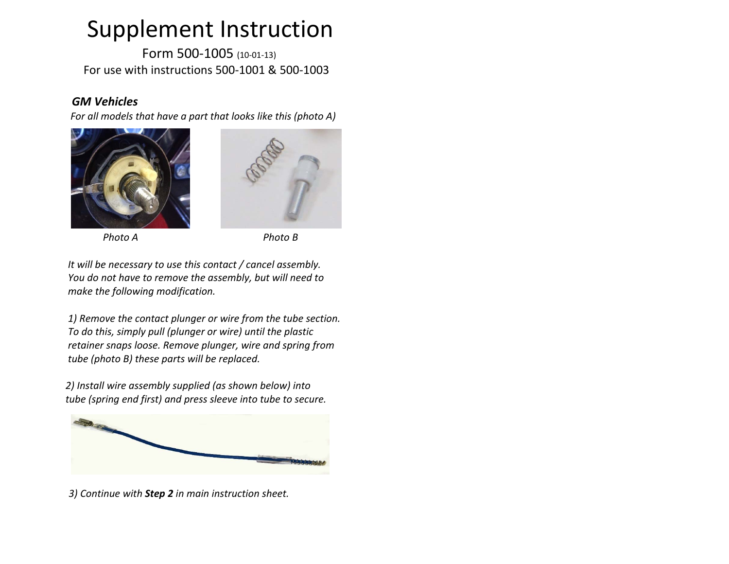# Supplement Instruction

Form 500-1005 (10-01-13)

For use with instructions 500-1001 & 500-1003

***GM Vehicles***

*For all models that have a part that looks like this (photo A)*

*Photo A*

*Photo B*

*It will be necessary to use this contact / cancel assembly. You do not have to remove the assembly, but will need to make the following modification.*

*1) Remove the contact plunger or wire from the tube section. To do this, simply pull (plunger or wire) until the plastic retainer snaps loose. Remove plunger, wire and spring from tube (photo B) these parts will be replaced.*

*2) Install wire assembly supplied (as shown below) into tube (spring end first) and press sleeve into tube to secure.*

*3) Continue with **Step 2** in main instruction sheet.*